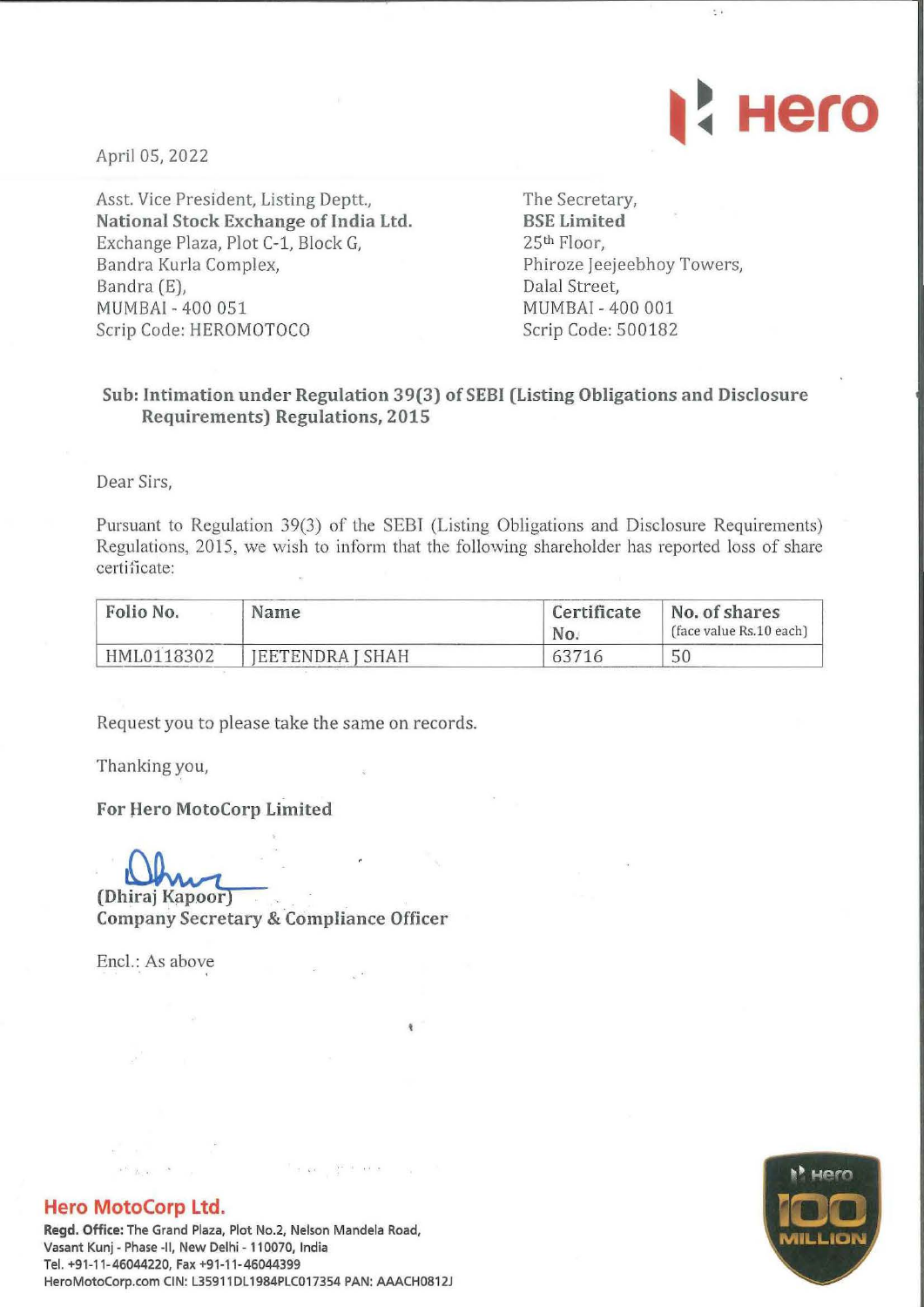April 05, 2022

Asst. Vice President, Listing Deptt.,
**National Stock Exchange of India Ltd.**
Exchange Plaza, Plot C-1, Block G,
Bandra Kurla Complex,
Bandra (E),
MUMBAI - 400 051
Scrip Code: HEROMOTOCO

The Secretary,
**BSE Limited**
25th Floor,
Phiroze Jeejeebhoy Towers,
Dalal Street,
MUMBAI - 400 001
Scrip Code: 500182

**Sub: Intimation under Regulation 39(3) of SEBI (Listing Obligations and Disclosure Requirements) Regulations, 2015**

Dear Sirs,

Pursuant to Regulation 39(3) of the SEBI (Listing Obligations and Disclosure Requirements) Regulations, 2015, we wish to inform that the following shareholder has reported loss of share certificate:

| Folio No. | Name | Certificate No. | No. of shares (face value Rs.10 each) |
|---|---|---|---|
| HML0118302 | JEETENDRA J SHAH | 63716 | 50 |

Request you to please take the same on records.

Thanking you,

**For Hero MotoCorp Limited**

**(Dhiraj Kapoor)**
**Company Secretary & Compliance Officer**

Encl.: As above

**Hero MotoCorp Ltd.**
**Regd. Office:** The Grand Plaza, Plot No.2, Nelson Mandela Road, Vasant Kunj - Phase -II, New Delhi - 110070, India
Tel. +91-11-46044220, Fax +91-11-46044399
HeroMotoCorp.com CIN: L35911DL1984PLC017354 PAN: AAACH0812J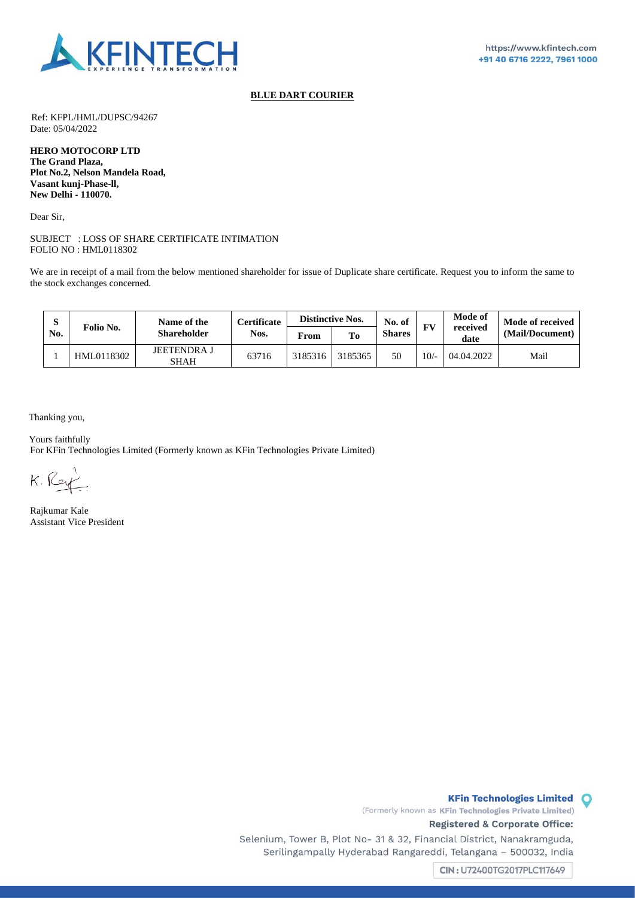**BLUE DART COURIER**

Ref: KFPL/HML/DUPSC/94267
Date: 05/04/2022

**HERO MOTOCORP LTD**
**The Grand Plaza,**
**Plot No.2, Nelson Mandela Road,**
**Vasant kunj-Phase-ll,**
**New Delhi - 110070.**

Dear Sir,

SUBJECT : LOSS OF SHARE CERTIFICATE INTIMATION
FOLIO NO : HML0118302

We are in receipt of a mail from the below mentioned shareholder for issue of Duplicate share certificate. Request you to inform the same to the stock exchanges concerned.

| S No. | Folio No. | Name of the Shareholder | Certificate Nos. | Distinctive Nos. | | No. of Shares | FV | Mode of received date | Mode of received (Mail/Document) |
|---|---|---|---|---|---|---|---|---|---|
| | | | | From | To | | | | |
| 1 | HML0118302 | JEETENDRA J SHAH | 63716 | 3185316 | 3185365 | 50 | 10/- | 04.04.2022 | Mail |

Thanking you,

Yours faithfully
For KFin Technologies Limited (Formerly known as KFin Technologies Private Limited)

Rajkumar Kale
Assistant Vice President